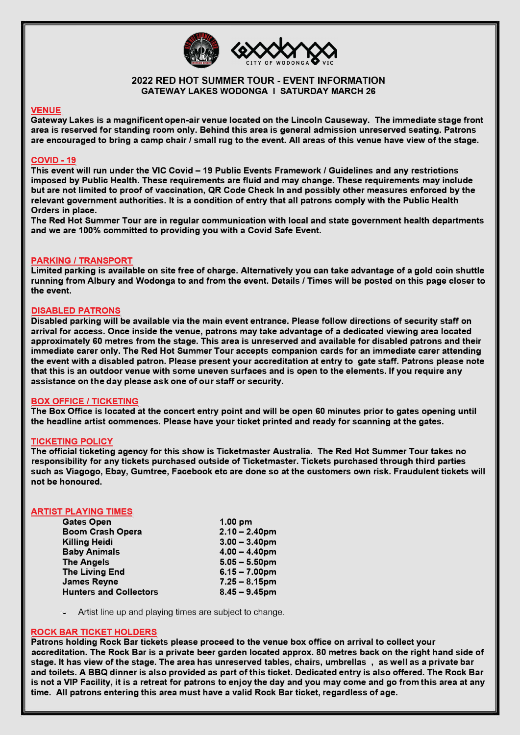# 2022 RED HOT SUMMER TOUR - EVENT INFORMATION

## GATEWAY LAKES WODONGA I SATURDAY MARCH 26

### VENUE

**Gateway Lakes is a magnificent open-air venue located on the Lincoln Causeway. The immediate stage front area is reserved for standing room only. Behind this area is general admission unreserved seating. Patrons are encouraged to bring a camp chair / small rug to the event. All areas of this venue have view of the stage.**

### COVID - 19

**This event will run under the VIC Covid – 19 Public Events Framework / Guidelines and any restrictions imposed by Public Health. These requirements are fluid and may change. These requirements may include but are not limited to proof of vaccination, QR Code Check In and possibly other measures enforced by the relevant government authorities. It is a condition of entry that all patrons comply with the Public Health Orders in place.**

**The Red Hot Summer Tour are in regular communication with local and state government health departments and we are 100% committed to providing you with a Covid Safe Event.**

### PARKING / TRANSPORT

**Limited parking is available on site free of charge. Alternatively you can take advantage of a gold coin shuttle running from Albury and Wodonga to and from the event. Details / Times will be posted on this page closer to the event.**

### DISABLED PATRONS

**Disabled parking will be available via the main event entrance. Please follow directions of security staff on arrival for access. Once inside the venue, patrons may take advantage of a dedicated viewing area located approximately 60 metres from the stage. This area is unreserved and available for disabled patrons and their immediate carer only. The Red Hot Summer Tour accepts companion cards for an immediate carer attending the event with a disabled patron. Please present your accreditation at entry to gate staff. Patrons please note that this is an outdoor venue with some uneven surfaces and is open to the elements. If you require any assistance on the day please ask one of our staff or security.**

### BOX OFFICE / TICKETING

**The Box Office is located at the concert entry point and will be open 60 minutes prior to gates opening until the headline artist commences. Please have your ticket printed and ready for scanning at the gates.**

### TICKETING POLICY

**The official ticketing agency for this show is Ticketmaster Australia. The Red Hot Summer Tour takes no responsibility for any tickets purchased outside of Ticketmaster. Tickets purchased through third parties such as Viagogo, Ebay, Gumtree, Facebook etc are done so at the customers own risk. Fraudulent tickets will not be honoured.**

### ARTIST PLAYING TIMES

| | |
|---|---|
| **Gates Open** | **1.00 pm** |
| **Boom Crash Opera** | **2.10 – 2.40pm** |
| **Killing Heidi** | **3.00 – 3.40pm** |
| **Baby Animals** | **4.00 – 4.40pm** |
| **The Angels** | **5.05 – 5.50pm** |
| **The Living End** | **6.15 – 7.00pm** |
| **James Reyne** | **7.25 – 8.15pm** |
| **Hunters and Collectors** | **8.45 – 9.45pm** |

- Artist line up and playing times are subject to change.

### ROCK BAR TICKET HOLDERS

**Patrons holding Rock Bar tickets please proceed to the venue box office on arrival to collect your accreditation. The Rock Bar is a private beer garden located approx. 80 metres back on the right hand side of stage. It has view of the stage. The area has unreserved tables, chairs, umbrellas , as well as a private bar and toilets. A BBQ dinner is also provided as part of this ticket. Dedicated entry is also offered. The Rock Bar is not a VIP Facility, it is a retreat for patrons to enjoy the day and you may come and go from this area at any time. All patrons entering this area must have a valid Rock Bar ticket, regardless of age.**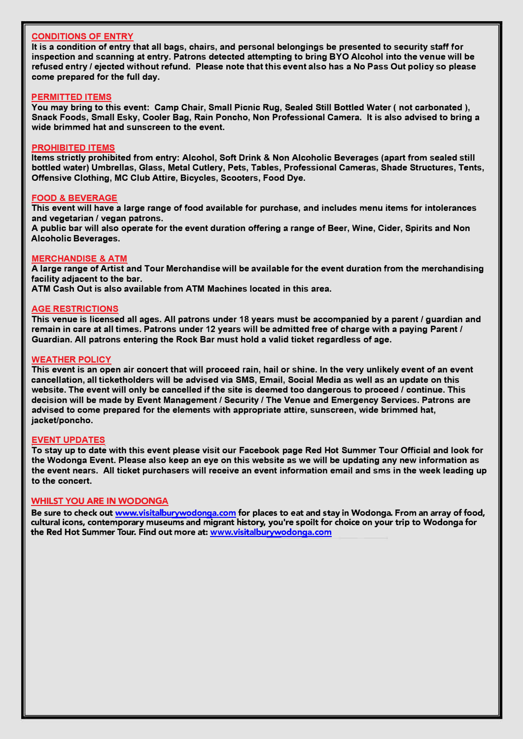## CONDITIONS OF ENTRY

**It is a condition of entry that all bags, chairs, and personal belongings be presented to security staff for inspection and scanning at entry. Patrons detected attempting to bring BYO Alcohol into the venue will be refused entry / ejected without refund. Please note that this event also has a No Pass Out policy so please come prepared for the full day.**

## PERMITTED ITEMS

**You may bring to this event: Camp Chair, Small Picnic Rug, Sealed Still Bottled Water ( not carbonated ), Snack Foods, Small Esky, Cooler Bag, Rain Poncho, Non Professional Camera. It is also advised to bring a wide brimmed hat and sunscreen to the event.**

## PROHIBITED ITEMS

**Items strictly prohibited from entry: Alcohol, Soft Drink & Non Alcoholic Beverages (apart from sealed still bottled water) Umbrellas, Glass, Metal Cutlery, Pets, Tables, Professional Cameras, Shade Structures, Tents, Offensive Clothing, MC Club Attire, Bicycles, Scooters, Food Dye.**

## FOOD & BEVERAGE

**This event will have a large range of food available for purchase, and includes menu items for intolerances and vegetarian / vegan patrons.**

**A public bar will also operate for the event duration offering a range of Beer, Wine, Cider, Spirits and Non Alcoholic Beverages.**

## MERCHANDISE & ATM

**A large range of Artist and Tour Merchandise will be available for the event duration from the merchandising facility adjacent to the bar.**

**ATM Cash Out is also available from ATM Machines located in this area.**

## AGE RESTRICTIONS

**This venue is licensed all ages. All patrons under 18 years must be accompanied by a parent / guardian and remain in care at all times. Patrons under 12 years will be admitted free of charge with a paying Parent / Guardian. All patrons entering the Rock Bar must hold a valid ticket regardless of age.**

## WEATHER POLICY

**This event is an open air concert that will proceed rain, hail or shine. In the very unlikely event of an event cancellation, all ticketholders will be advised via SMS, Email, Social Media as well as an update on this website. The event will only be cancelled if the site is deemed too dangerous to proceed / continue. This decision will be made by Event Management / Security / The Venue and Emergency Services. Patrons are advised to come prepared for the elements with appropriate attire, sunscreen, wide brimmed hat, jacket/poncho.**

## EVENT UPDATES

**To stay up to date with this event please visit our Facebook page Red Hot Summer Tour Official and look for the Wodonga Event. Please also keep an eye on this website as we will be updating any new information as the event nears. All ticket purchasers will receive an event information email and sms in the week leading up to the concert.**

## WHILST YOU ARE IN WODONGA

**Be sure to check out [www.visitalburywodonga.com](http://www.visitalburywodonga.com) for places to eat and stay in Wodonga. From an array of food, cultural icons, contemporary museums and migrant history, you're spoilt for choice on your trip to Wodonga for the Red Hot Summer Tour. Find out more at: [www.visitalburywodonga.com](http://www.visitalburywodonga.com)**